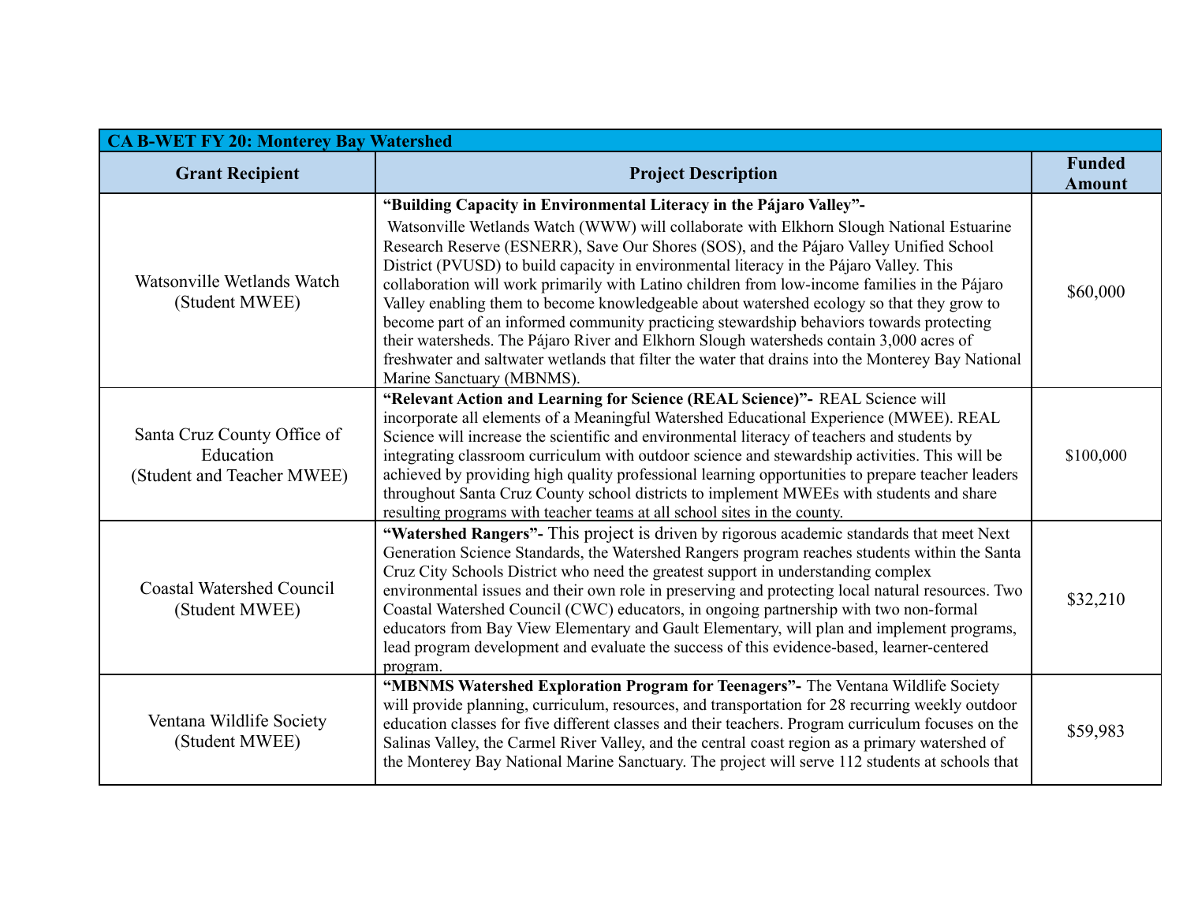| CA B-WET FY 20: Monterey Bay Watershed | | |
|---|---|---|
| **Grant Recipient** | **Project Description** | **Funded Amount** |
| Watsonville Wetlands Watch (Student MWEE) | **"Building Capacity in Environmental Literacy in the Pájaro Valley"-** Watsonville Wetlands Watch (WWW) will collaborate with Elkhorn Slough National Estuarine Research Reserve (ESNERR), Save Our Shores (SOS), and the Pájaro Valley Unified School District (PVUSD) to build capacity in environmental literacy in the Pájaro Valley. This collaboration will work primarily with Latino children from low-income families in the Pájaro Valley enabling them to become knowledgeable about watershed ecology so that they grow to become part of an informed community practicing stewardship behaviors towards protecting their watersheds. The Pájaro River and Elkhorn Slough watersheds contain 3,000 acres of freshwater and saltwater wetlands that filter the water that drains into the Monterey Bay National Marine Sanctuary (MBNMS). | $60,000 |
| Santa Cruz County Office of Education (Student and Teacher MWEE) | **"Relevant Action and Learning for Science (REAL Science)"-** REAL Science will incorporate all elements of a Meaningful Watershed Educational Experience (MWEE). REAL Science will increase the scientific and environmental literacy of teachers and students by integrating classroom curriculum with outdoor science and stewardship activities. This will be achieved by providing high quality professional learning opportunities to prepare teacher leaders throughout Santa Cruz County school districts to implement MWEEs with students and share resulting programs with teacher teams at all school sites in the county. | $100,000 |
| Coastal Watershed Council (Student MWEE) | **"Watershed Rangers"-** This project is driven by rigorous academic standards that meet Next Generation Science Standards, the Watershed Rangers program reaches students within the Santa Cruz City Schools District who need the greatest support in understanding complex environmental issues and their own role in preserving and protecting local natural resources. Two Coastal Watershed Council (CWC) educators, in ongoing partnership with two non-formal educators from Bay View Elementary and Gault Elementary, will plan and implement programs, lead program development and evaluate the success of this evidence-based, learner-centered program. | $32,210 |
| Ventana Wildlife Society (Student MWEE) | **"MBNMS Watershed Exploration Program for Teenagers"-** The Ventana Wildlife Society will provide planning, curriculum, resources, and transportation for 28 recurring weekly outdoor education classes for five different classes and their teachers. Program curriculum focuses on the Salinas Valley, the Carmel River Valley, and the central coast region as a primary watershed of the Monterey Bay National Marine Sanctuary. The project will serve 112 students at schools that | $59,983 |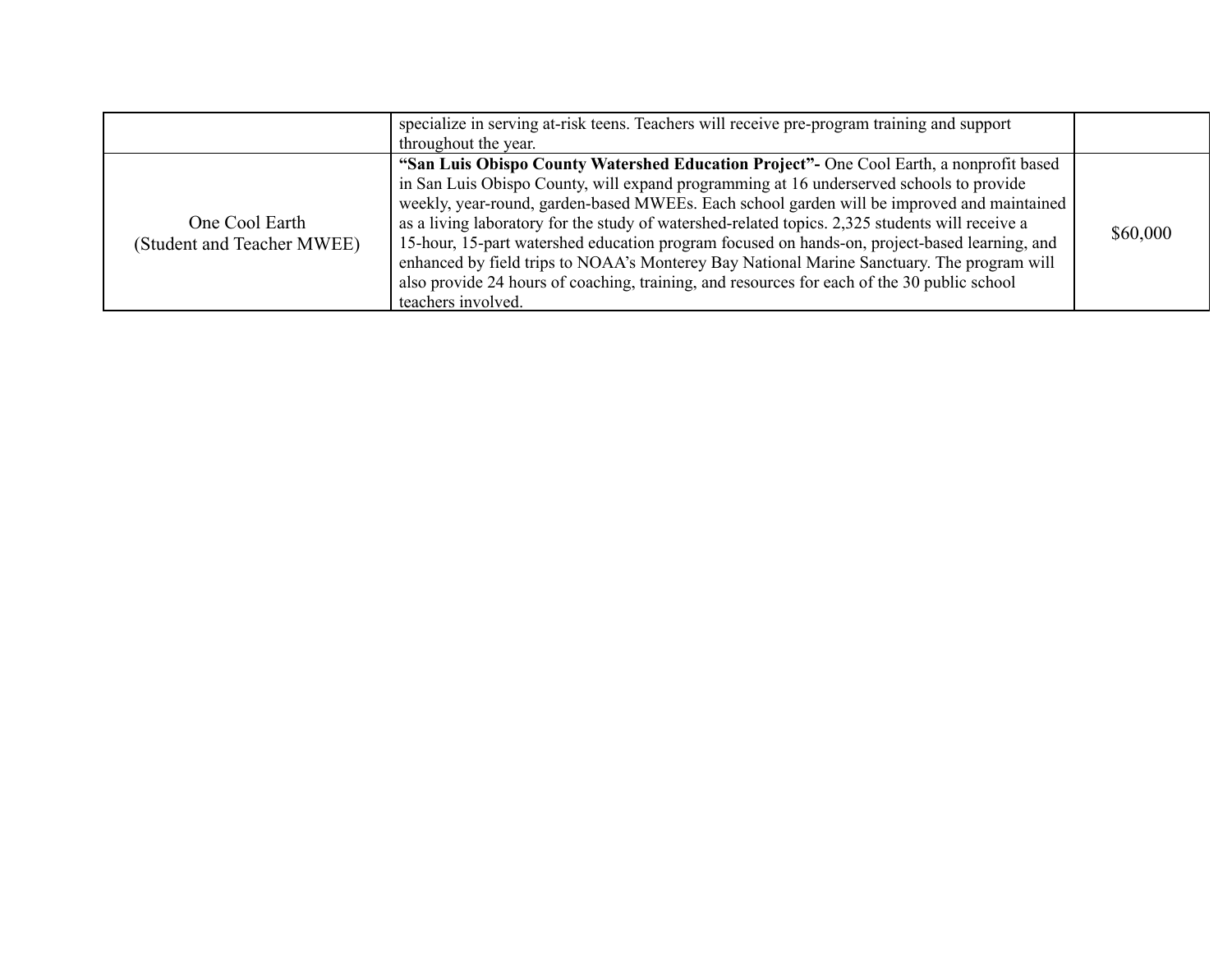| | | |
|---|---|---|
| | specialize in serving at-risk teens. Teachers will receive pre-program training and support throughout the year. | |
| One Cool Earth (Student and Teacher MWEE) | **"San Luis Obispo County Watershed Education Project"-** One Cool Earth, a nonprofit based in San Luis Obispo County, will expand programming at 16 underserved schools to provide weekly, year-round, garden-based MWEEs. Each school garden will be improved and maintained as a living laboratory for the study of watershed-related topics. 2,325 students will receive a 15-hour, 15-part watershed education program focused on hands-on, project-based learning, and enhanced by field trips to NOAA's Monterey Bay National Marine Sanctuary. The program will also provide 24 hours of coaching, training, and resources for each of the 30 public school teachers involved. | $60,000 |